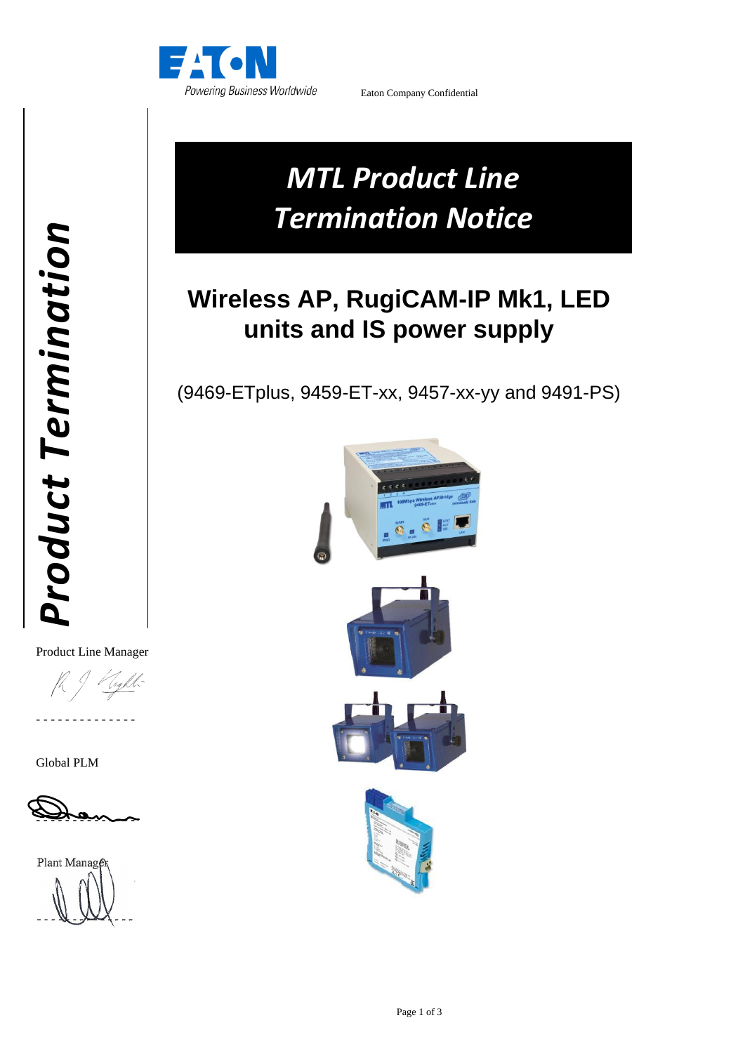Eaton Company Confidential

# MTL Product Line Termination Notice

## Wireless AP, RugiCAM-IP Mk1, LED units and IS power supply

(9469-ETplus, 9459-ET-xx, 9457-xx-yy and 9491-PS)

*Product Termination*

Product Line Manager

Global PLM

Plant Manager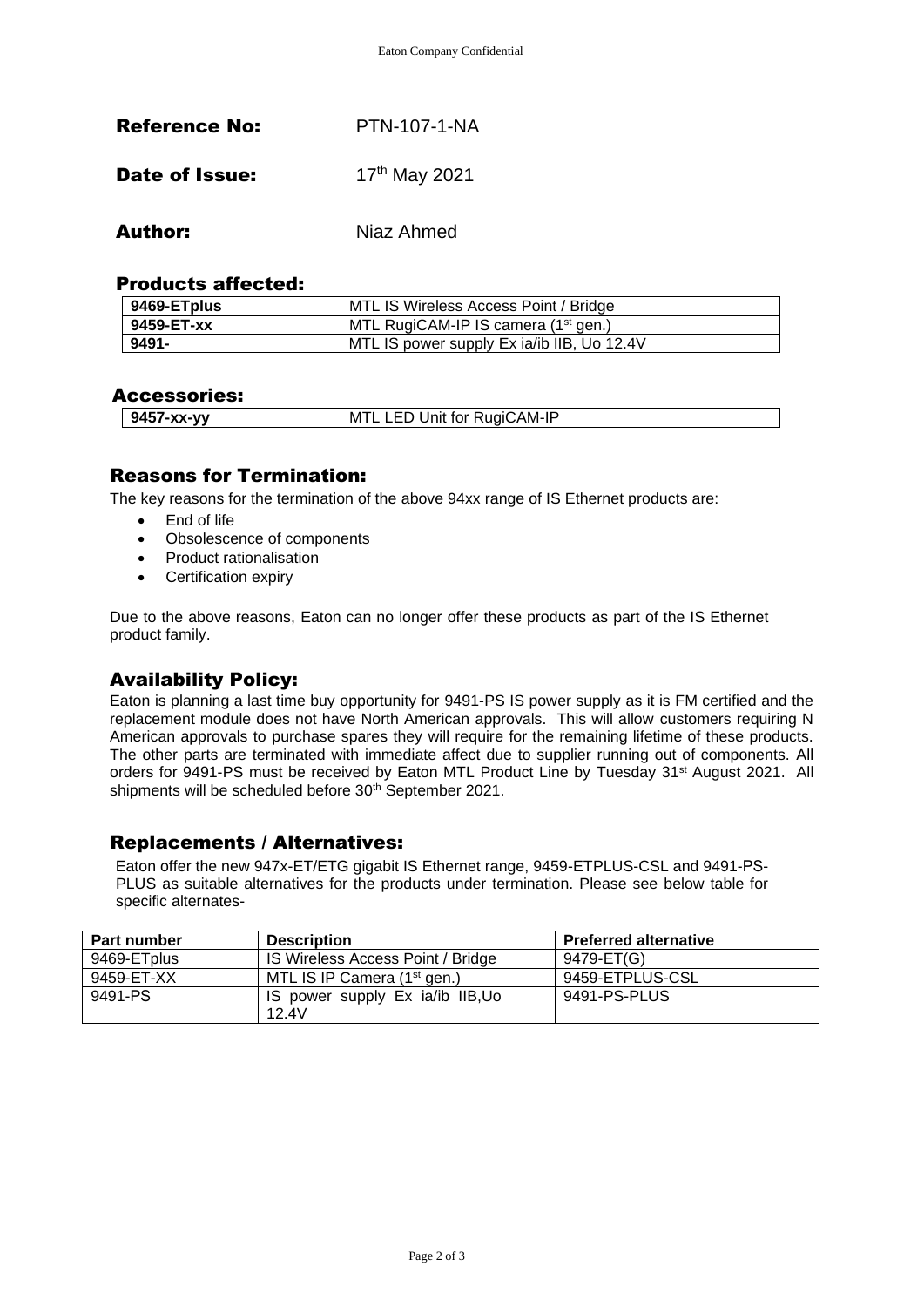**Reference No:** PTN-107-1-NA

**Date of Issue:** 17th May 2021

**Author:** Niaz Ahmed

## Products affected:

| | |
|---|---|
| **9469-ETplus** | MTL IS Wireless Access Point / Bridge |
| **9459-ET-xx** | MTL RugiCAM-IP IS camera (1st gen.) |
| **9491-** | MTL IS power supply Ex ia/ib IIB, Uo 12.4V |

## Accessories:

| | |
|---|---|
| **9457-xx-yy** | MTL LED Unit for RugiCAM-IP |

## Reasons for Termination:

The key reasons for the termination of the above 94xx range of IS Ethernet products are:

- End of life
- Obsolescence of components
- Product rationalisation
- Certification expiry

Due to the above reasons, Eaton can no longer offer these products as part of the IS Ethernet product family.

## Availability Policy:

Eaton is planning a last time buy opportunity for 9491-PS IS power supply as it is FM certified and the replacement module does not have North American approvals. This will allow customers requiring N American approvals to purchase spares they will require for the remaining lifetime of these products. The other parts are terminated with immediate affect due to supplier running out of components. All orders for 9491-PS must be received by Eaton MTL Product Line by Tuesday 31st August 2021. All shipments will be scheduled before 30th September 2021.

## Replacements / Alternatives:

Eaton offer the new 947x-ET/ETG gigabit IS Ethernet range, 9459-ETPLUS-CSL and 9491-PS-PLUS as suitable alternatives for the products under termination. Please see below table for specific alternates-

| Part number | Description | Preferred alternative |
|---|---|---|
| 9469-ETplus | IS Wireless Access Point / Bridge | 9479-ET(G) |
| 9459-ET-XX | MTL IS IP Camera (1st gen.) | 9459-ETPLUS-CSL |
| 9491-PS | IS power supply Ex ia/ib IIB,Uo 12.4V | 9491-PS-PLUS |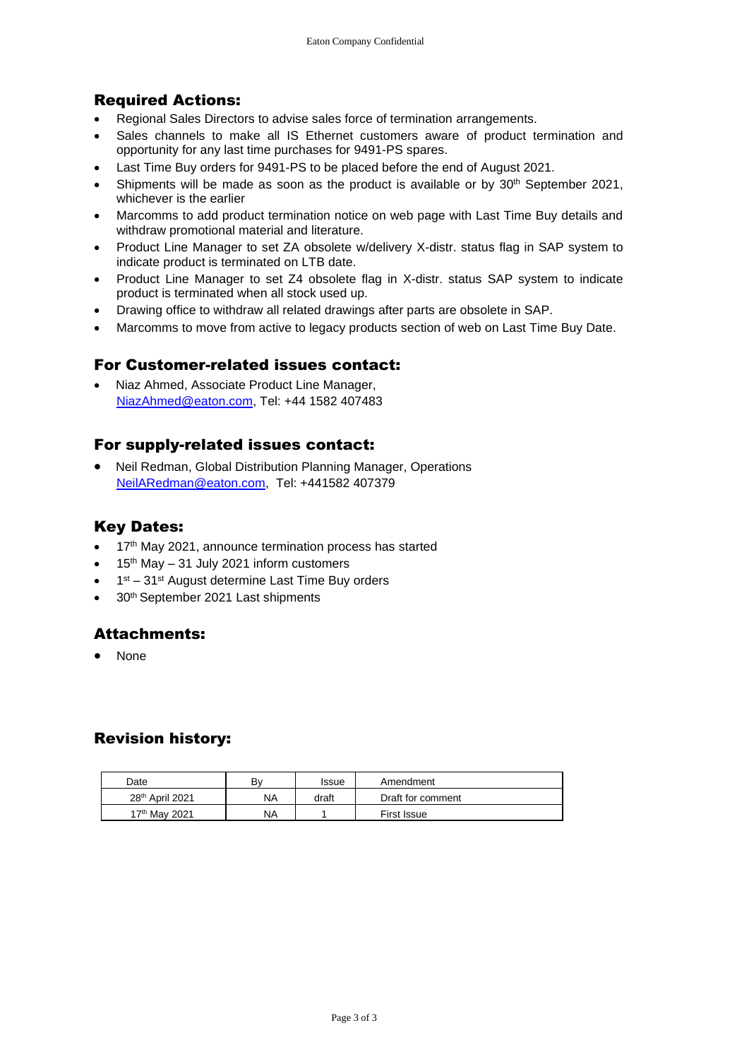## Required Actions:

- Regional Sales Directors to advise sales force of termination arrangements.
- Sales channels to make all IS Ethernet customers aware of product termination and opportunity for any last time purchases for 9491-PS spares.
- Last Time Buy orders for 9491-PS to be placed before the end of August 2021.
- Shipments will be made as soon as the product is available or by 30th September 2021, whichever is the earlier
- Marcomms to add product termination notice on web page with Last Time Buy details and withdraw promotional material and literature.
- Product Line Manager to set ZA obsolete w/delivery X-distr. status flag in SAP system to indicate product is terminated on LTB date.
- Product Line Manager to set Z4 obsolete flag in X-distr. status SAP system to indicate product is terminated when all stock used up.
- Drawing office to withdraw all related drawings after parts are obsolete in SAP.
- Marcomms to move from active to legacy products section of web on Last Time Buy Date.

## For Customer-related issues contact:

- Niaz Ahmed, Associate Product Line Manager, NiazAhmed@eaton.com, Tel: +44 1582 407483

## For supply-related issues contact:

- Neil Redman, Global Distribution Planning Manager, Operations NeilARedman@eaton.com, Tel: +441582 407379

## Key Dates:

- 17th May 2021, announce termination process has started
- 15th May – 31 July 2021 inform customers
- 1st – 31st August determine Last Time Buy orders
- 30th September 2021 Last shipments

## Attachments:

- None

## Revision history:

| Date | By | Issue | Amendment |
|---|---|---|---|
| 28th April 2021 | NA | draft | Draft for comment |
| 17th May 2021 | NA | 1 | First Issue |